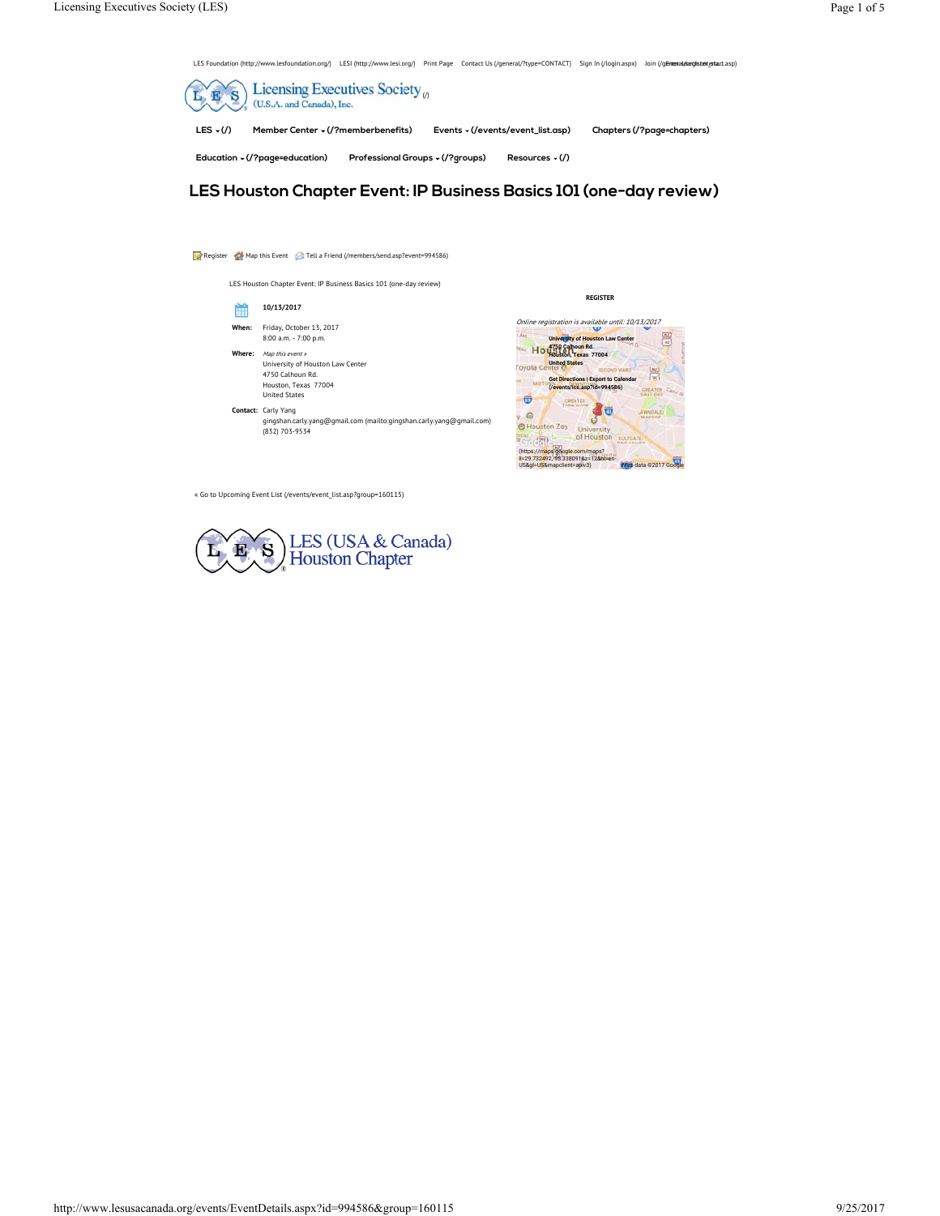LES Foundation (http://www.lesfoundation.org/) LESI (http://www.lesi.org/) Print Page Contact Us (/general/?type=CONTACT) Sign In (/login.aspx) Join (/general/register_start.asp)

Licensing Executives Society (U.S.A. and Canada), Inc. (/)

LES (/) | Member Center (/?memberbenefits) | Events (/events/event_list.asp) | Chapters (/?page=chapters) | Education (/?page=education) | Professional Groups (/?groups) | Resources (/)

# LES Houston Chapter Event: IP Business Basics 101 (one-day review)

Register | Map this Event | Tell a Friend (/members/send.asp?event=994586)

LES Houston Chapter Event: IP Business Basics 101 (one-day review)

**10/13/2017**

**When:** Friday, October 13, 2017
8:00 a.m. - 7:00 p.m.

**Where:** *Map this event »*
University of Houston Law Center
4750 Calhoun Rd.
Houston, Texas 77004
United States

**Contact:** Carly Yang
gingshan.carly.yang@gmail.com (mailto:gingshan.carly.yang@gmail.com)
(832) 703-9534

**REGISTER**

*Online registration is available until: 10/13/2017*

**University of Houston Law Center**
**4750 Calhoun Rd.**
**Houston, Texas 77004**
**United States**

**Get Directions | Export to Calendar (/events/ics.asp?id=994586)**

(https://maps.google.com/maps?ll=29.732492,-95.338091&z=12&hl=en-US&gl=US&mapclient=apiv3) Map data ©2017 Google

« Go to Upcoming Event List (/events/event_list.asp?group=160115)

LES (USA & Canada) Houston Chapter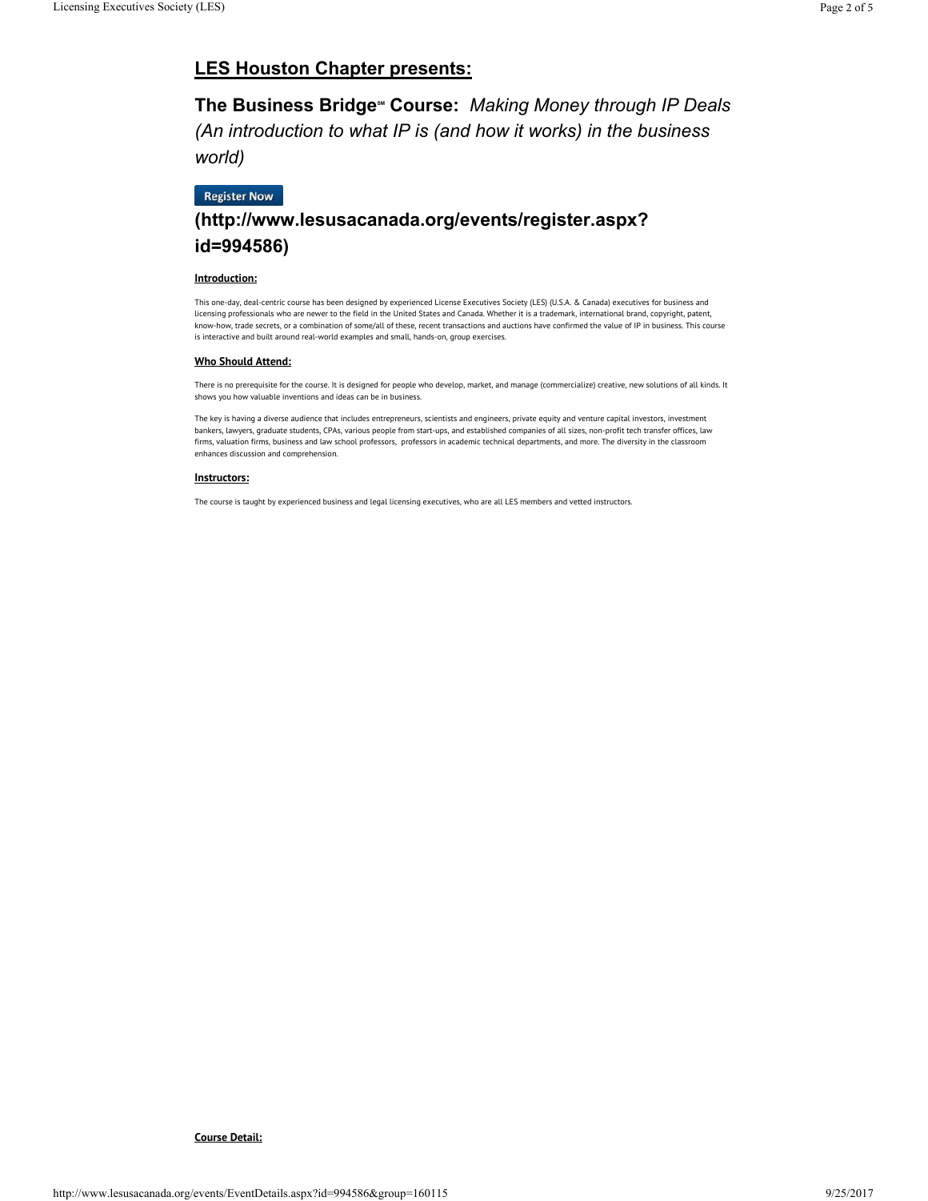## LES Houston Chapter presents:

## The Business Bridge℠ Course: *Making Money through IP Deals (An introduction to what IP is (and how it works) in the business world)*

## Register Now (http://www.lesusacanada.org/events/register.aspx?id=994586)

**Introduction:**

This one-day, deal-centric course has been designed by experienced License Executives Society (LES) (U.S.A. & Canada) executives for business and licensing professionals who are newer to the field in the United States and Canada. Whether it is a trademark, international brand, copyright, patent, know-how, trade secrets, or a combination of some/all of these, recent transactions and auctions have confirmed the value of IP in business. This course is interactive and built around real-world examples and small, hands-on, group exercises.

**Who Should Attend:**

There is no prerequisite for the course. It is designed for people who develop, market, and manage (commercialize) creative, new solutions of all kinds. It shows you how valuable inventions and ideas can be in business.

The key is having a diverse audience that includes entrepreneurs, scientists and engineers, private equity and venture capital investors, investment bankers, lawyers, graduate students, CPAs, various people from start-ups, and established companies of all sizes, non-profit tech transfer offices, law firms, valuation firms, business and law school professors, professors in academic technical departments, and more. The diversity in the classroom enhances discussion and comprehension.

**Instructors:**

The course is taught by experienced business and legal licensing executives, who are all LES members and vetted instructors.

**Course Detail:**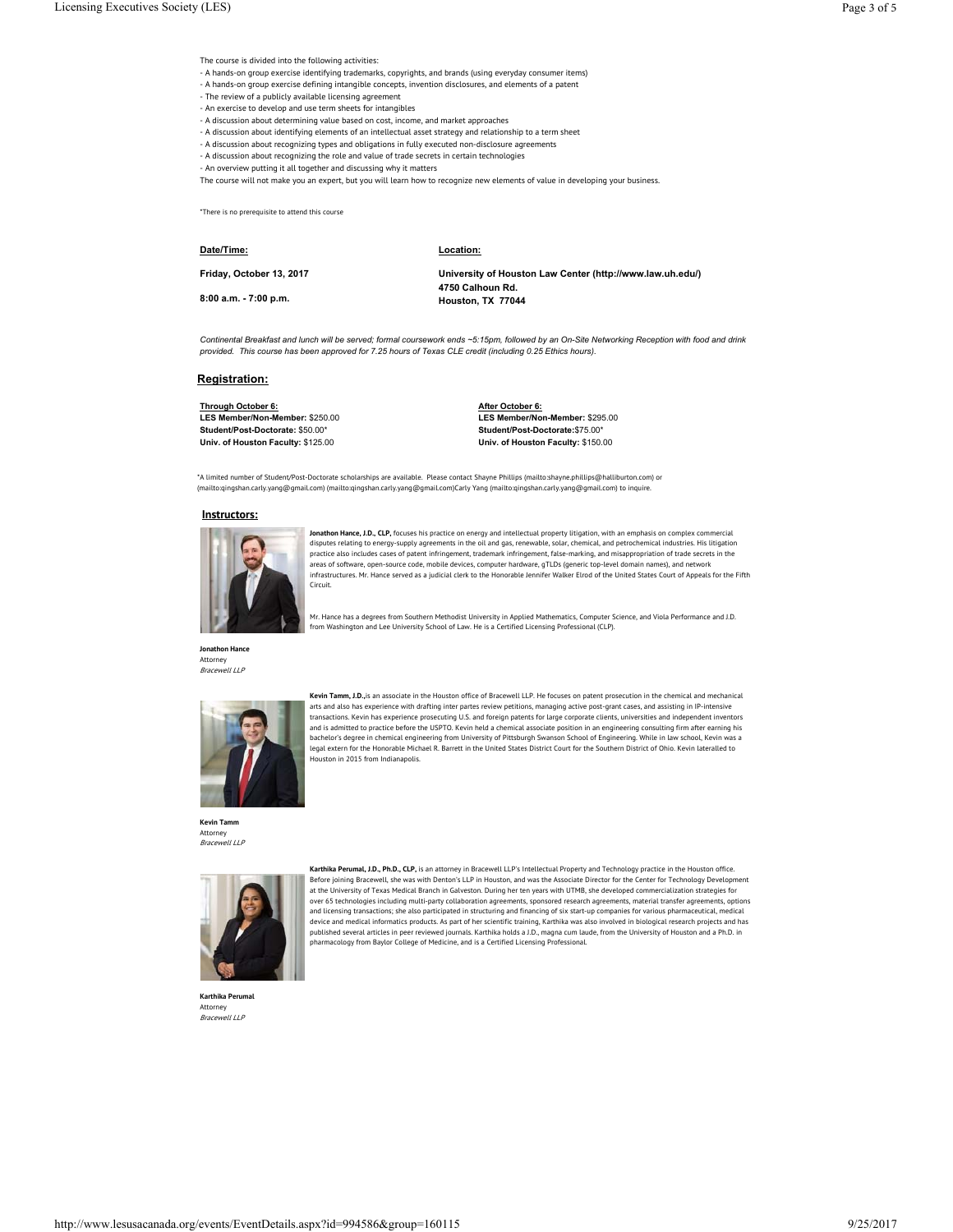The course is divided into the following activities:

- A hands-on group exercise identifying trademarks, copyrights, and brands (using everyday consumer items)
- A hands-on group exercise defining intangible concepts, invention disclosures, and elements of a patent
- The review of a publicly available licensing agreement
- An exercise to develop and use term sheets for intangibles
- A discussion about determining value based on cost, income, and market approaches
- A discussion about identifying elements of an intellectual asset strategy and relationship to a term sheet
- A discussion about recognizing types and obligations in fully executed non-disclosure agreements
- A discussion about recognizing the role and value of trade secrets in certain technologies
- An overview putting it all together and discussing why it matters

The course will not make you an expert, but you will learn how to recognize new elements of value in developing your business.

*There is no prerequisite to attend this course

| **Date/Time:** | **Location:** |
| --- | --- |
| **Friday, October 13, 2017** | **University of Houston Law Center (http://www.law.uh.edu/)** |
| **8:00 a.m. - 7:00 p.m.** | **4750 Calhoun Rd.**<br>**Houston, TX 77044** |

*Continental Breakfast and lunch will be served; formal coursework ends ~5:15pm, followed by an On-Site Networking Reception with food and drink provided. This course has been approved for 7.25 hours of Texas CLE credit (including 0.25 Ethics hours).*

## Registration:

| **Through October 6:** | **After October 6:** |
| --- | --- |
| **LES Member/Non-Member:** $250.00 | **LES Member/Non-Member:** $295.00 |
| **Student/Post-Doctorate:** $50.00* | **Student/Post-Doctorate:**$75.00* |
| **Univ. of Houston Faculty:** $125.00 | **Univ. of Houston Faculty:** $150.00 |

*A limited number of Student/Post-Doctorate scholarships are available. Please contact Shayne Phillips (mailto:shayne.phillips@halliburton.com) or (mailto:qingshan.carly.yang@gmail.com) (mailto:qingshan.carly.yang@gmail.com)Carly Yang (mailto:qingshan.carly.yang@gmail.com) to inquire.

## Instructors:

**Jonathon Hance, J.D., CLP,** focuses his practice on energy and intellectual property litigation, with an emphasis on complex commercial disputes relating to energy-supply agreements in the oil and gas, renewable, solar, chemical, and petrochemical industries. His litigation practice also includes cases of patent infringement, trademark infringement, false-marking, and misappropriation of trade secrets in the areas of software, open-source code, mobile devices, computer hardware, gTLDs (generic top-level domain names), and network infrastructures. Mr. Hance served as a judicial clerk to the Honorable Jennifer Walker Elrod of the United States Court of Appeals for the Fifth Circuit.

Mr. Hance has a degrees from Southern Methodist University in Applied Mathematics, Computer Science, and Viola Performance and J.D. from Washington and Lee University School of Law. He is a Certified Licensing Professional (CLP).

**Jonathon Hance**
Attorney
*Bracewell LLP*

**Kevin Tamm, J.D.,**is an associate in the Houston office of Bracewell LLP. He focuses on patent prosecution in the chemical and mechanical arts and also has experience with drafting inter partes review petitions, managing active post-grant cases, and assisting in IP-intensive transactions. Kevin has experience prosecuting U.S. and foreign patents for large corporate clients, universities and independent inventors and is admitted to practice before the USPTO. Kevin held a chemical associate position in an engineering consulting firm after earning his bachelor's degree in chemical engineering from University of Pittsburgh Swanson School of Engineering. While in law school, Kevin was a legal extern for the Honorable Michael R. Barrett in the United States District Court for the Southern District of Ohio. Kevin lateralled to Houston in 2015 from Indianapolis.

**Kevin Tamm**
Attorney
*Bracewell LLP*

**Karthika Perumal, J.D., Ph.D., CLP,** is an attorney in Bracewell LLP's Intellectual Property and Technology practice in the Houston office. Before joining Bracewell, she was with Denton's LLP in Houston, and was the Associate Director for the Center for Technology Development at the University of Texas Medical Branch in Galveston. During her ten years with UTMB, she developed commercialization strategies for over 65 technologies including multi-party collaboration agreements, sponsored research agreements, material transfer agreements, options and licensing transactions; she also participated in structuring and financing of six start-up companies for various pharmaceutical, medical device and medical informatics products. As part of her scientific training, Karthika was also involved in biological research projects and has published several articles in peer reviewed journals. Karthika holds a J.D., magna cum laude, from the University of Houston and a Ph.D. in pharmacology from Baylor College of Medicine, and is a Certified Licensing Professional.

**Karthika Perumal**
Attorney
*Bracewell LLP*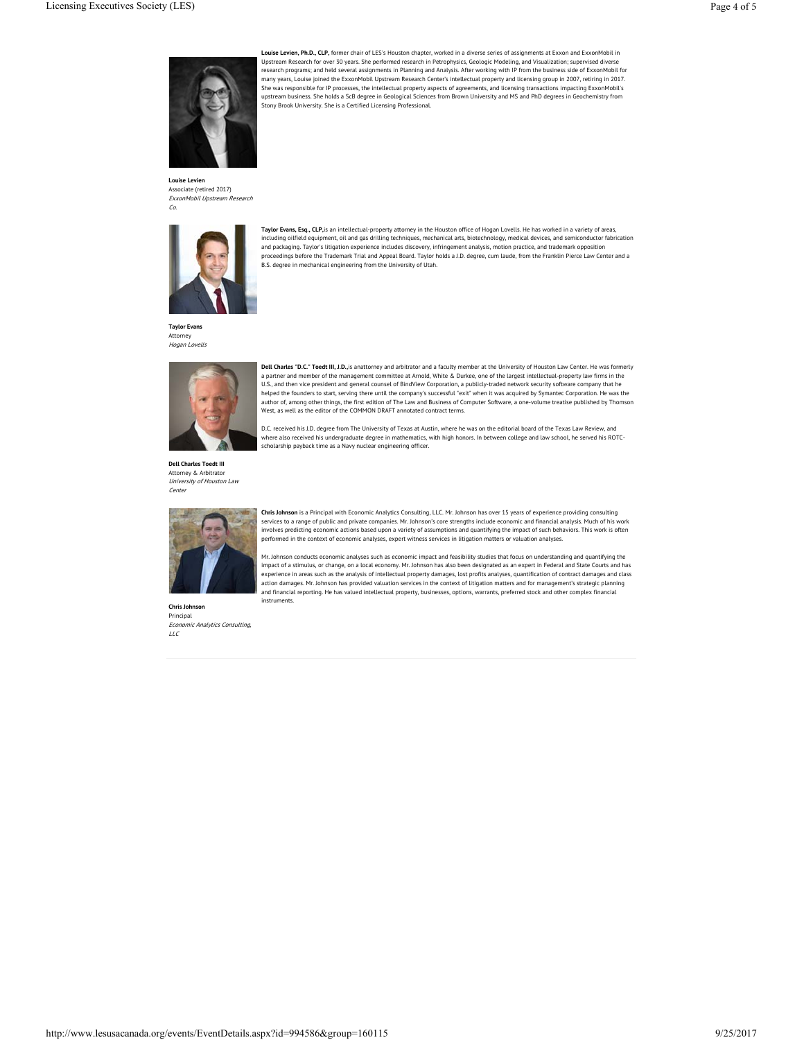**Louise Levien, Ph.D., CLP,** former chair of LES's Houston chapter, worked in a diverse series of assignments at Exxon and ExxonMobil in Upstream Research for over 30 years. She performed research in Petrophysics, Geologic Modeling, and Visualization; supervised diverse research programs; and held several assignments in Planning and Analysis. After working with IP from the business side of ExxonMobil for many years, Louise joined the ExxonMobil Upstream Research Center's intellectual property and licensing group in 2007, retiring in 2017. She was responsible for IP processes, the intellectual property aspects of agreements, and licensing transactions impacting ExxonMobil's upstream business. She holds a ScB degree in Geological Sciences from Brown University and MS and PhD degrees in Geochemistry from Stony Brook University. She is a Certified Licensing Professional.

**Louise Levien**
Associate (retired 2017)
*ExxonMobil Upstream Research Co.*

**Taylor Evans, Esq., CLP,**is an intellectual-property attorney in the Houston office of Hogan Lovells. He has worked in a variety of areas, including oilfield equipment, oil and gas drilling techniques, mechanical arts, biotechnology, medical devices, and semiconductor fabrication and packaging. Taylor's litigation experience includes discovery, infringement analysis, motion practice, and trademark opposition proceedings before the Trademark Trial and Appeal Board. Taylor holds a J.D. degree, cum laude, from the Franklin Pierce Law Center and a B.S. degree in mechanical engineering from the University of Utah.

**Taylor Evans**
Attorney
*Hogan Lovells*

**Dell Charles "D.C." Toedt III, J.D.,**is anattorney and arbitrator and a faculty member at the University of Houston Law Center. He was formerly a partner and member of the management committee at Arnold, White & Durkee, one of the largest intellectual-property law firms in the U.S., and then vice president and general counsel of BindView Corporation, a publicly-traded network security software company that he helped the founders to start, serving there until the company's successful "exit" when it was acquired by Symantec Corporation. He was the author of, among other things, the first edition of The Law and Business of Computer Software, a one-volume treatise published by Thomson West, as well as the editor of the COMMON DRAFT annotated contract terms.

D.C. received his J.D. degree from The University of Texas at Austin, where he was on the editorial board of the Texas Law Review, and where also received his undergraduate degree in mathematics, with high honors. In between college and law school, he served his ROTC-scholarship payback time as a Navy nuclear engineering officer.

**Dell Charles Toedt III**
Attorney & Arbitrator
*University of Houston Law Center*

**Chris Johnson** is a Principal with Economic Analytics Consulting, LLC. Mr. Johnson has over 15 years of experience providing consulting services to a range of public and private companies. Mr. Johnson's core strengths include economic and financial analysis. Much of his work involves predicting economic actions based upon a variety of assumptions and quantifying the impact of such behaviors. This work is often performed in the context of economic analyses, expert witness services in litigation matters or valuation analyses.

Mr. Johnson conducts economic analyses such as economic impact and feasibility studies that focus on understanding and quantifying the impact of a stimulus, or change, on a local economy. Mr. Johnson has also been designated as an expert in Federal and State Courts and has experience in areas such as the analysis of intellectual property damages, lost profits analyses, quantification of contract damages and class action damages. Mr. Johnson has provided valuation services in the context of litigation matters and for management's strategic planning and financial reporting. He has valued intellectual property, businesses, options, warrants, preferred stock and other complex financial instruments.

**Chris Johnson**
Principal
*Economic Analytics Consulting, LLC*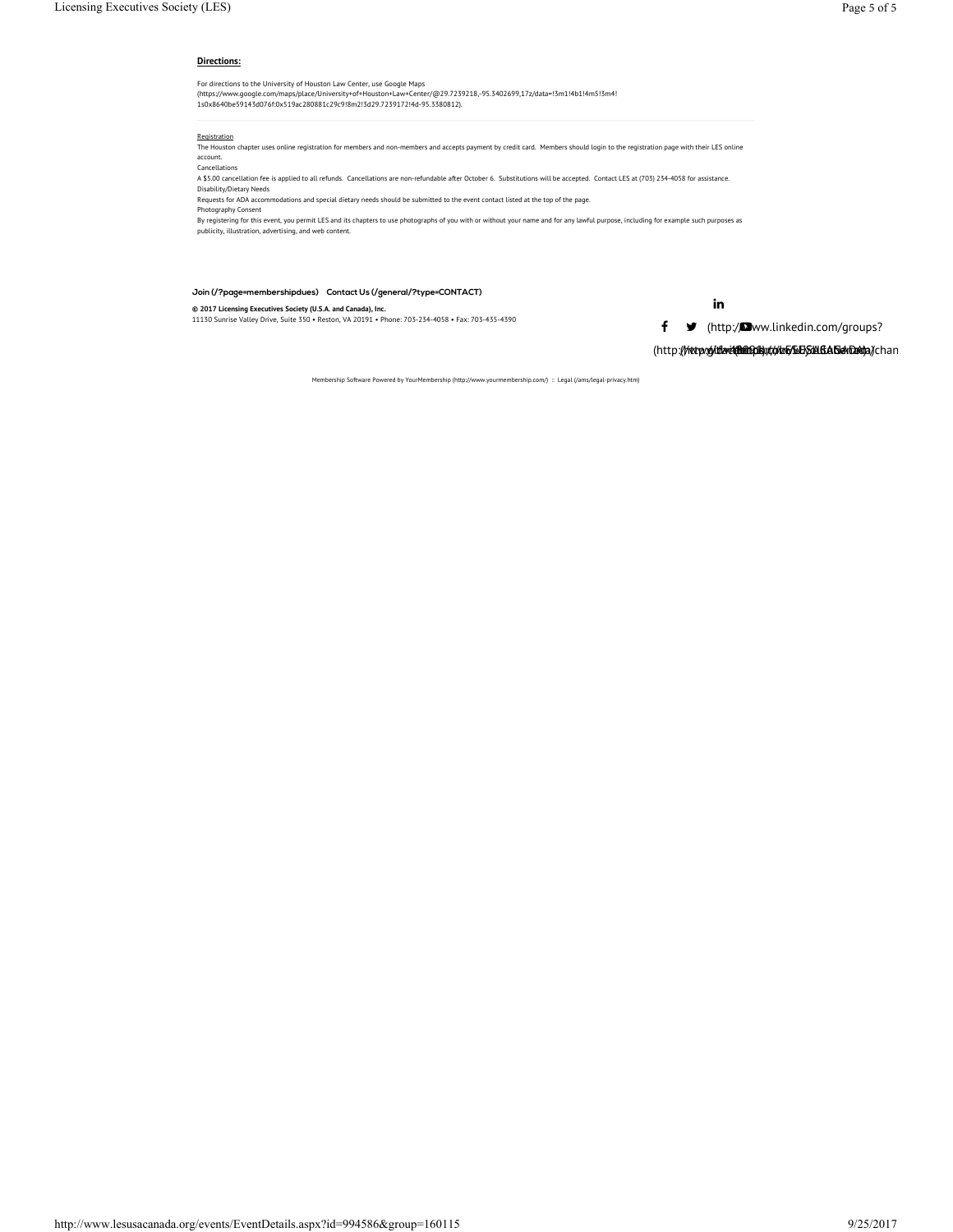**Directions:**

For directions to the University of Houston Law Center, use Google Maps (https://www.google.com/maps/place/University+of+Houston+Law+Center/@29.7239218,-95.3402699,17z/data=!3m1!4b1!4m5!3m4!1s0x8640be59143d076f:0x519ac280881c29c9!8m2!3d29.7239172!4d-95.3380812).

Registration

The Houston chapter uses online registration for members and non-members and accepts payment by credit card. Members should login to the registration page with their LES online account.

Cancellations

A $5.00 cancellation fee is applied to all refunds. Cancellations are non-refundable after October 6. Substitutions will be accepted. Contact LES at (703) 234-4058 for assistance.

Disability/Dietary Needs

Requests for ADA accommodations and special dietary needs should be submitted to the event contact listed at the top of the page.

Photography Consent

By registering for this event, you permit LES and its chapters to use photographs of you with or without your name and for any lawful purpose, including for example such purposes as publicity, illustration, advertising, and web content.

**Join (/?page=membershipdues)** **Contact Us (/general/?type=CONTACT)**

**© 2017 Licensing Executives Society (U.S.A. and Canada), Inc.**
11130 Sunrise Valley Drive, Suite 350 • Reston, VA 20191 • Phone: 703-234-4058 • Fax: 703-435-4390

(http://www.linkedin.com/groups?

Membership Software Powered by YourMembership (http://www.yourmembership.com/) :: Legal (/ams/legal-privacy.htm)